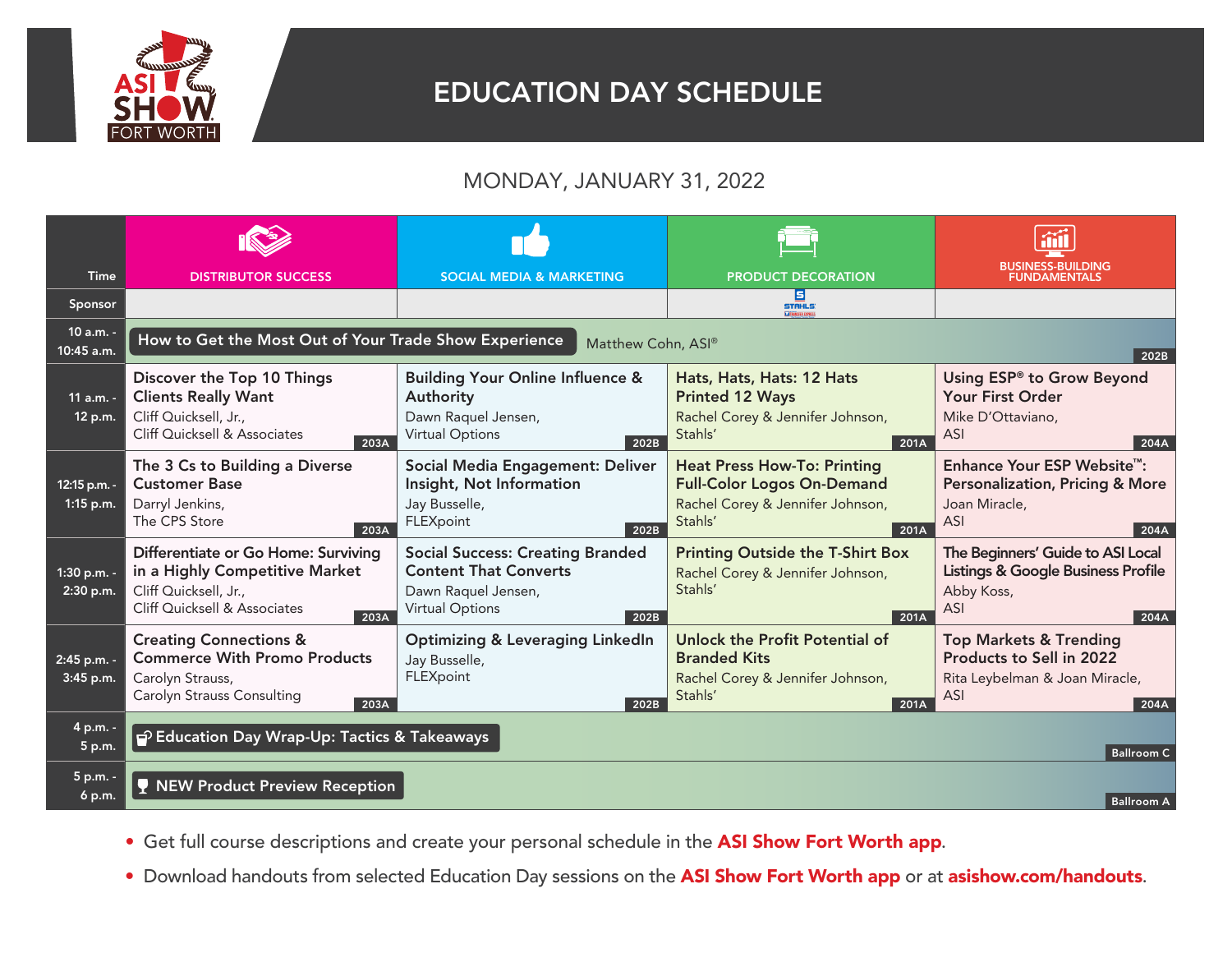# EDUCATION DAY SCHEDULE

ASI SHOW FORT WORTH

## MONDAY, JANUARY 31, 2022

| Time | DISTRIBUTOR SUCCESS | SOCIAL MEDIA & MARKETING | PRODUCT DECORATION | BUSINESS-BUILDING FUNDAMENTALS |
|---|---|---|---|---|
| Sponsor | | | STAHLS' | |
| 10 a.m. - 10:45 a.m. | **How to Get the Most Out of Your Trade Show Experience** Matthew Cohn, ASI® (202B) | | | |
| 11 a.m. - 12 p.m. | **Discover the Top 10 Things Clients Really Want** Cliff Quicksell, Jr., Cliff Quicksell & Associates (203A) | **Building Your Online Influence & Authority** Dawn Raquel Jensen, Virtual Options (202B) | **Hats, Hats, Hats: 12 Hats Printed 12 Ways** Rachel Corey & Jennifer Johnson, Stahls' (201A) | **Using ESP® to Grow Beyond Your First Order** Mike D'Ottaviano, ASI (204A) |
| 12:15 p.m. - 1:15 p.m. | **The 3 Cs to Building a Diverse Customer Base** Darryl Jenkins, The CPS Store (203A) | **Social Media Engagement: Deliver Insight, Not Information** Jay Busselle, FLEXpoint (202B) | **Heat Press How-To: Printing Full-Color Logos On-Demand** Rachel Corey & Jennifer Johnson, Stahls' (201A) | **Enhance Your ESP Website™: Personalization, Pricing & More** Joan Miracle, ASI (204A) |
| 1:30 p.m. - 2:30 p.m. | **Differentiate or Go Home: Surviving in a Highly Competitive Market** Cliff Quicksell, Jr., Cliff Quicksell & Associates (203A) | **Social Success: Creating Branded Content That Converts** Dawn Raquel Jensen, Virtual Options (202B) | **Printing Outside the T-Shirt Box** Rachel Corey & Jennifer Johnson, Stahls' (201A) | **The Beginners' Guide to ASI Local Listings & Google Business Profile** Abby Koss, ASI (204A) |
| 2:45 p.m. - 3:45 p.m. | **Creating Connections & Commerce With Promo Products** Carolyn Strauss, Carolyn Strauss Consulting (203A) | **Optimizing & Leveraging LinkedIn** Jay Busselle, FLEXpoint (202B) | **Unlock the Profit Potential of Branded Kits** Rachel Corey & Jennifer Johnson, Stahls' (201A) | **Top Markets & Trending Products to Sell in 2022** Rita Leybelman & Joan Miracle, ASI (204A) |
| 4 p.m. - 5 p.m. | **Education Day Wrap-Up: Tactics & Takeaways** (Ballroom C) | | | |
| 5 p.m. - 6 p.m. | **NEW Product Preview Reception** (Ballroom A) | | | |

- Get full course descriptions and create your personal schedule in the **ASI Show Fort Worth app**.
- Download handouts from selected Education Day sessions on the **ASI Show Fort Worth app** or at **asishow.com/handouts**.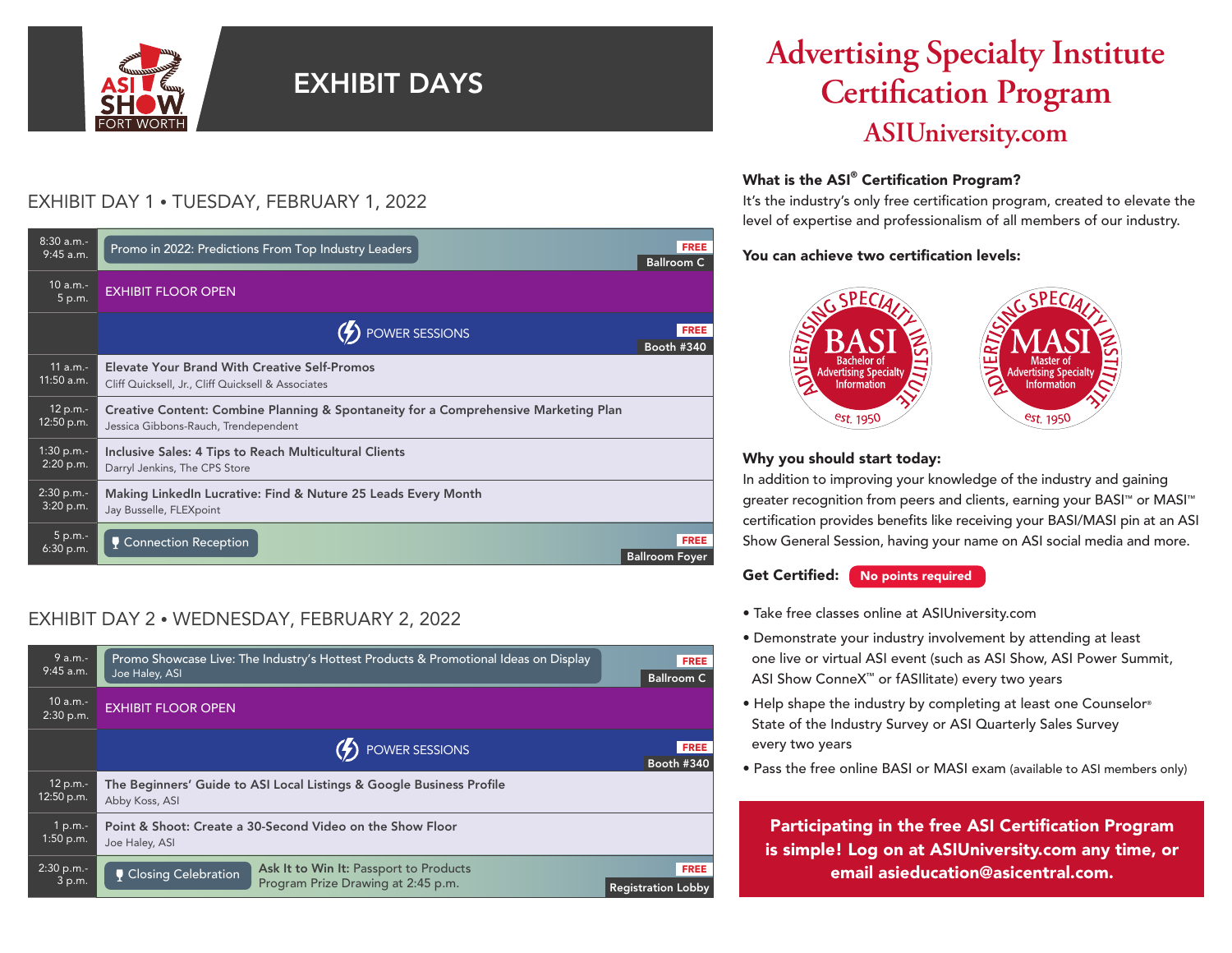ASI SHOW FORT WORTH

# EXHIBIT DAYS

## EXHIBIT DAY 1 • TUESDAY, FEBRUARY 1, 2022

| | | |
|---|---|---|
| 8:30 a.m.-9:45 a.m. | Promo in 2022: Predictions From Top Industry Leaders | FREE Ballroom C |
| 10 a.m.-5 p.m. | EXHIBIT FLOOR OPEN | |
| | POWER SESSIONS | FREE Booth #340 |
| 11 a.m.-11:50 a.m. | **Elevate Your Brand With Creative Self-Promos** Cliff Quicksell, Jr., Cliff Quicksell & Associates | |
| 12 p.m.-12:50 p.m. | **Creative Content: Combine Planning & Spontaneity for a Comprehensive Marketing Plan** Jessica Gibbons-Rauch, Trendependent | |
| 1:30 p.m.-2:20 p.m. | **Inclusive Sales: 4 Tips to Reach Multicultural Clients** Darryl Jenkins, The CPS Store | |
| 2:30 p.m.-3:20 p.m. | **Making LinkedIn Lucrative: Find & Nuture 25 Leads Every Month** Jay Busselle, FLEXpoint | |
| 5 p.m.-6:30 p.m. | Connection Reception | FREE Ballroom Foyer |

## EXHIBIT DAY 2 • WEDNESDAY, FEBRUARY 2, 2022

| | | |
|---|---|---|
| 9 a.m.-9:45 a.m. | Promo Showcase Live: The Industry's Hottest Products & Promotional Ideas on Display Joe Haley, ASI | FREE Ballroom C |
| 10 a.m.-2:30 p.m. | EXHIBIT FLOOR OPEN | |
| | POWER SESSIONS | FREE Booth #340 |
| 12 p.m.-12:50 p.m. | **The Beginners' Guide to ASI Local Listings & Google Business Profile** Abby Koss, ASI | |
| 1 p.m.-1:50 p.m. | **Point & Shoot: Create a 30-Second Video on the Show Floor** Joe Haley, ASI | |
| 2:30 p.m.-3 p.m. | Closing Celebration — **Ask It to Win It:** Passport to Products Program Prize Drawing at 2:45 p.m. | FREE Registration Lobby |

# Advertising Specialty Institute Certification Program

## ASIUniversity.com

**What is the ASI® Certification Program?**

It's the industry's only free certification program, created to elevate the level of expertise and professionalism of all members of our industry.

**You can achieve two certification levels:**

BASI — Bachelor of Advertising Specialty Information — Advertising Specialty Institute est. 1950

MASI — Master of Advertising Specialty Information — Advertising Specialty Institute est. 1950

**Why you should start today:**

In addition to improving your knowledge of the industry and gaining greater recognition from peers and clients, earning your BASI™ or MASI™ certification provides benefits like receiving your BASI/MASI pin at an ASI Show General Session, having your name on ASI social media and more.

**Get Certified:** **No points required**

- Take free classes online at ASIUniversity.com
- Demonstrate your industry involvement by attending at least one live or virtual ASI event (such as ASI Show, ASI Power Summit, ASI Show ConneX™ or fASIlitate) every two years
- Help shape the industry by completing at least one Counselor® State of the Industry Survey or ASI Quarterly Sales Survey every two years
- Pass the free online BASI or MASI exam (available to ASI members only)

**Participating in the free ASI Certification Program is simple! Log on at ASIUniversity.com any time, or email asieducation@asicentral.com.**